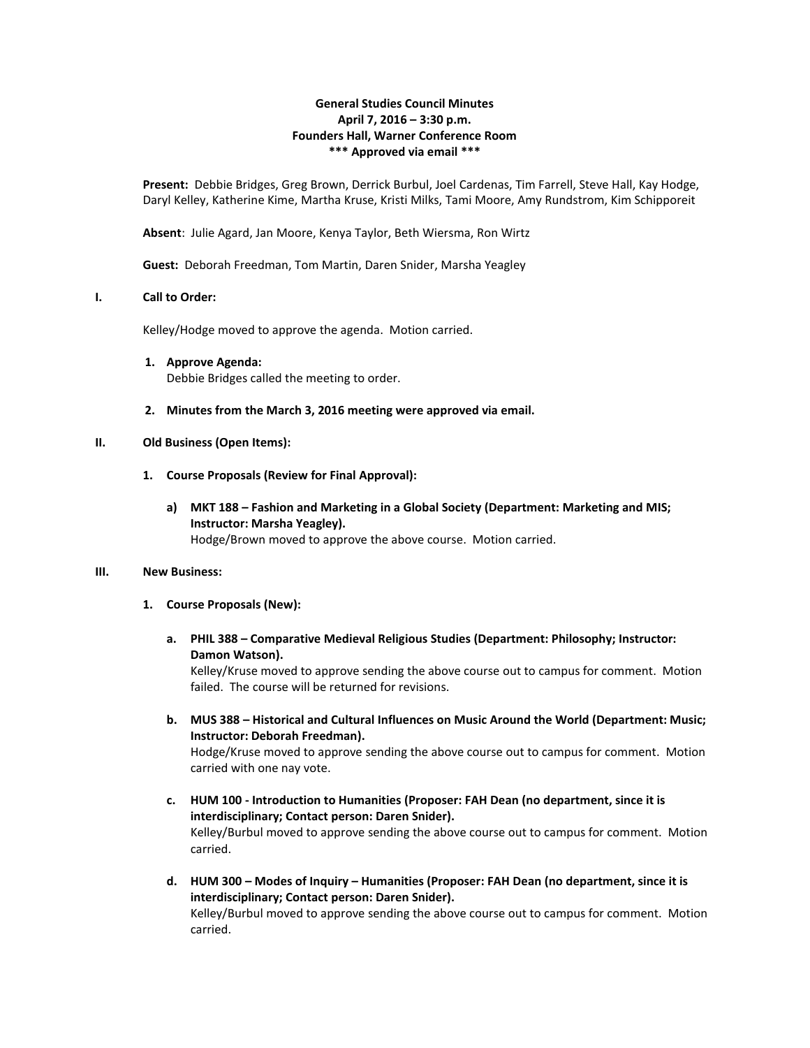**General Studies Council Minutes**
**April 7, 2016 – 3:30 p.m.**
**Founders Hall, Warner Conference Room**
**\*\*\* Approved via email \*\*\***

**Present:** Debbie Bridges, Greg Brown, Derrick Burbul, Joel Cardenas, Tim Farrell, Steve Hall, Kay Hodge, Daryl Kelley, Katherine Kime, Martha Kruse, Kristi Milks, Tami Moore, Amy Rundstrom, Kim Schipporeit

**Absent**: Julie Agard, Jan Moore, Kenya Taylor, Beth Wiersma, Ron Wirtz

**Guest:** Deborah Freedman, Tom Martin, Daren Snider, Marsha Yeagley

**I. Call to Order:**

Kelley/Hodge moved to approve the agenda. Motion carried.

1. **Approve Agenda:**
   Debbie Bridges called the meeting to order.

2. **Minutes from the March 3, 2016 meeting were approved via email.**

**II. Old Business (Open Items):**

1. **Course Proposals (Review for Final Approval):**

   a) **MKT 188 – Fashion and Marketing in a Global Society (Department: Marketing and MIS; Instructor: Marsha Yeagley).**
   Hodge/Brown moved to approve the above course. Motion carried.

**III. New Business:**

1. **Course Proposals (New):**

   a. **PHIL 388 – Comparative Medieval Religious Studies (Department: Philosophy; Instructor: Damon Watson).**
   Kelley/Kruse moved to approve sending the above course out to campus for comment. Motion failed. The course will be returned for revisions.

   b. **MUS 388 – Historical and Cultural Influences on Music Around the World (Department: Music; Instructor: Deborah Freedman).**
   Hodge/Kruse moved to approve sending the above course out to campus for comment. Motion carried with one nay vote.

   c. **HUM 100 - Introduction to Humanities (Proposer: FAH Dean (no department, since it is interdisciplinary; Contact person: Daren Snider).**
   Kelley/Burbul moved to approve sending the above course out to campus for comment. Motion carried.

   d. **HUM 300 – Modes of Inquiry – Humanities (Proposer: FAH Dean (no department, since it is interdisciplinary; Contact person: Daren Snider).**
   Kelley/Burbul moved to approve sending the above course out to campus for comment. Motion carried.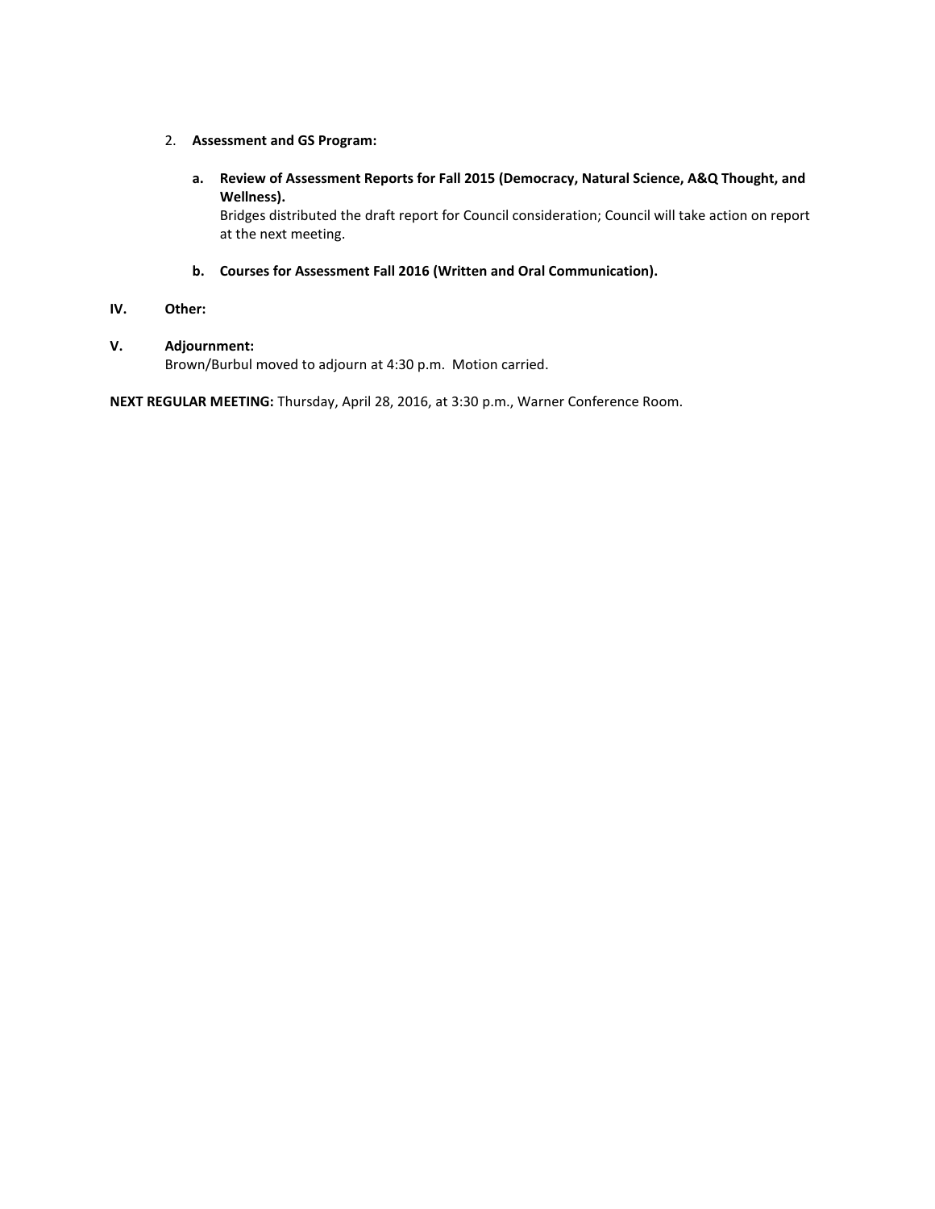2. **Assessment and GS Program:**

   **a. Review of Assessment Reports for Fall 2015 (Democracy, Natural Science, A&Q Thought, and Wellness).**
   Bridges distributed the draft report for Council consideration; Council will take action on report at the next meeting.

   **b. Courses for Assessment Fall 2016 (Written and Oral Communication).**

**IV. Other:**

**V. Adjournment:**
Brown/Burbul moved to adjourn at 4:30 p.m. Motion carried.

**NEXT REGULAR MEETING:** Thursday, April 28, 2016, at 3:30 p.m., Warner Conference Room.